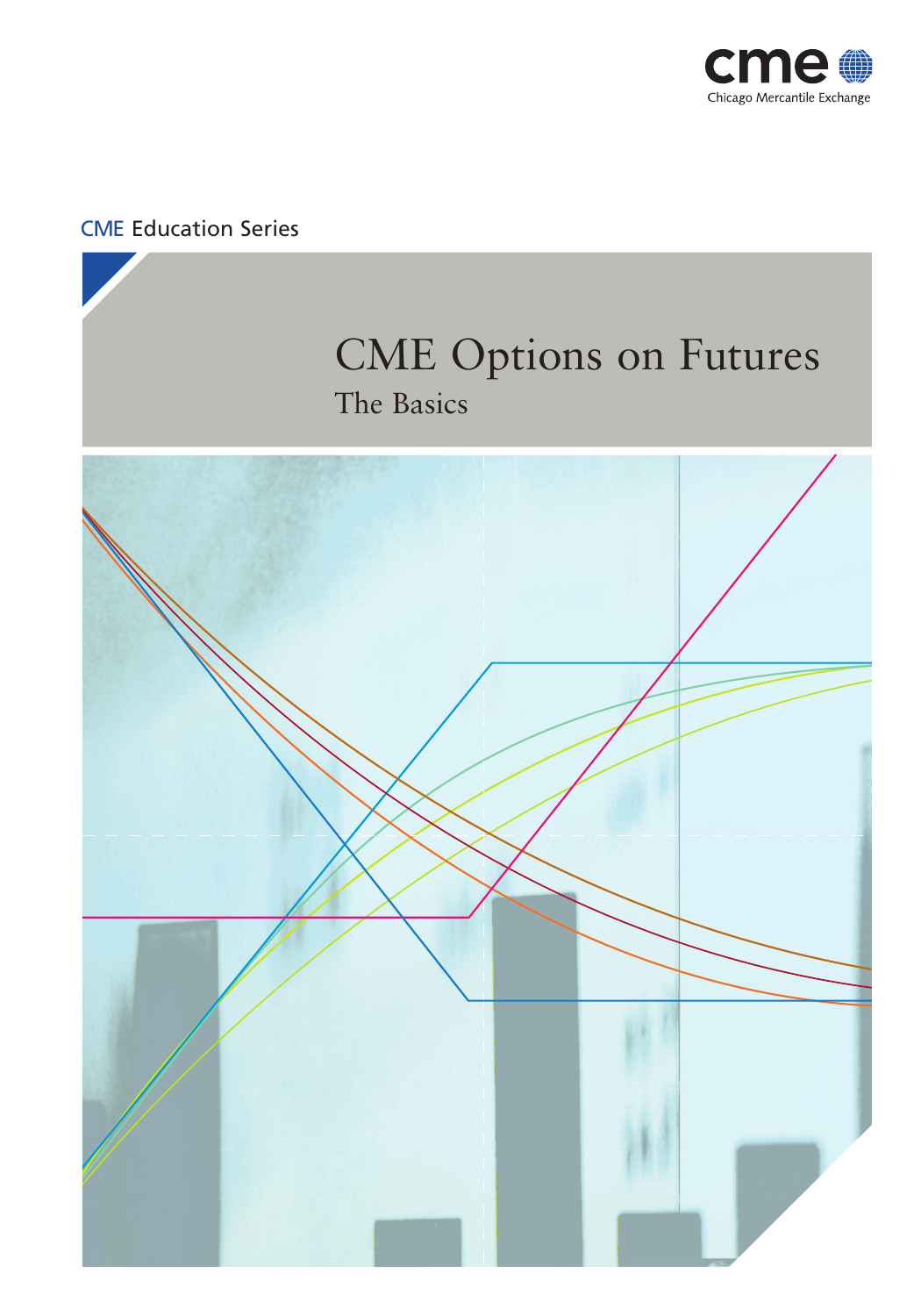cme

Chicago Mercantile Exchange

CME Education Series

# CME Options on Futures

## The Basics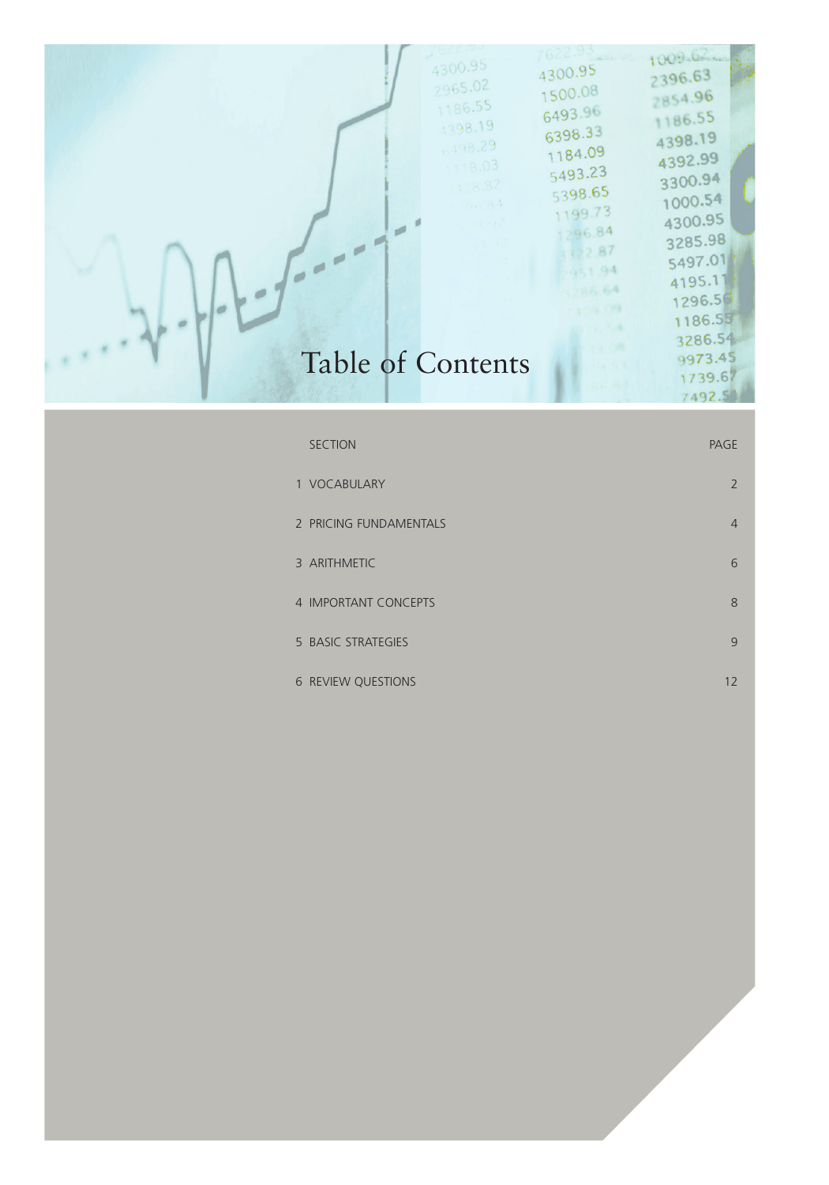# Table of Contents

| SECTION | PAGE |
| --- | --- |
| 1 VOCABULARY | 2 |
| 2 PRICING FUNDAMENTALS | 4 |
| 3 ARITHMETIC | 6 |
| 4 IMPORTANT CONCEPTS | 8 |
| 5 BASIC STRATEGIES | 9 |
| 6 REVIEW QUESTIONS | 12 |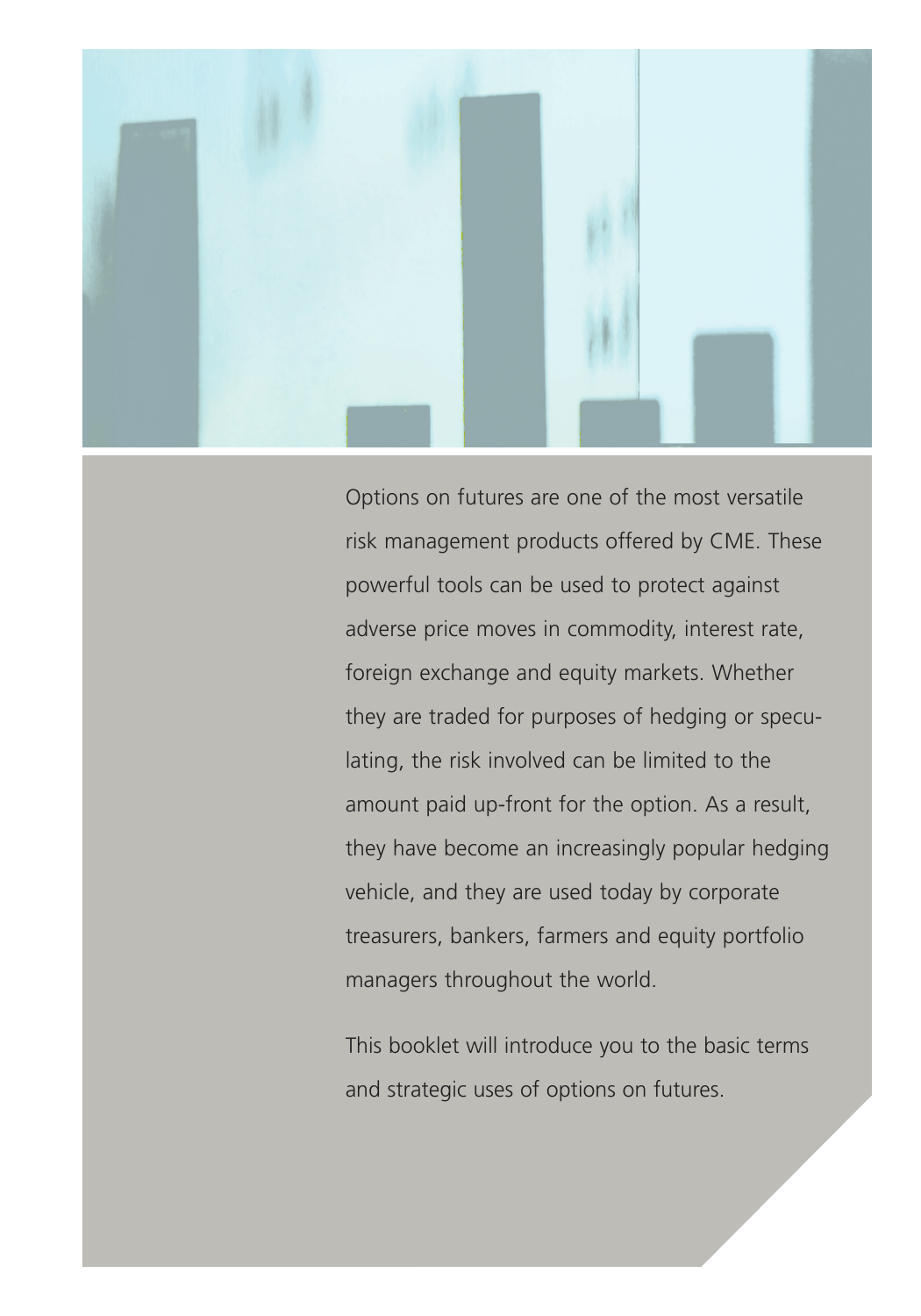Options on futures are one of the most versatile risk management products offered by CME. These powerful tools can be used to protect against adverse price moves in commodity, interest rate, foreign exchange and equity markets. Whether they are traded for purposes of hedging or speculating, the risk involved can be limited to the amount paid up-front for the option. As a result, they have become an increasingly popular hedging vehicle, and they are used today by corporate treasurers, bankers, farmers and equity portfolio managers throughout the world.

This booklet will introduce you to the basic terms and strategic uses of options on futures.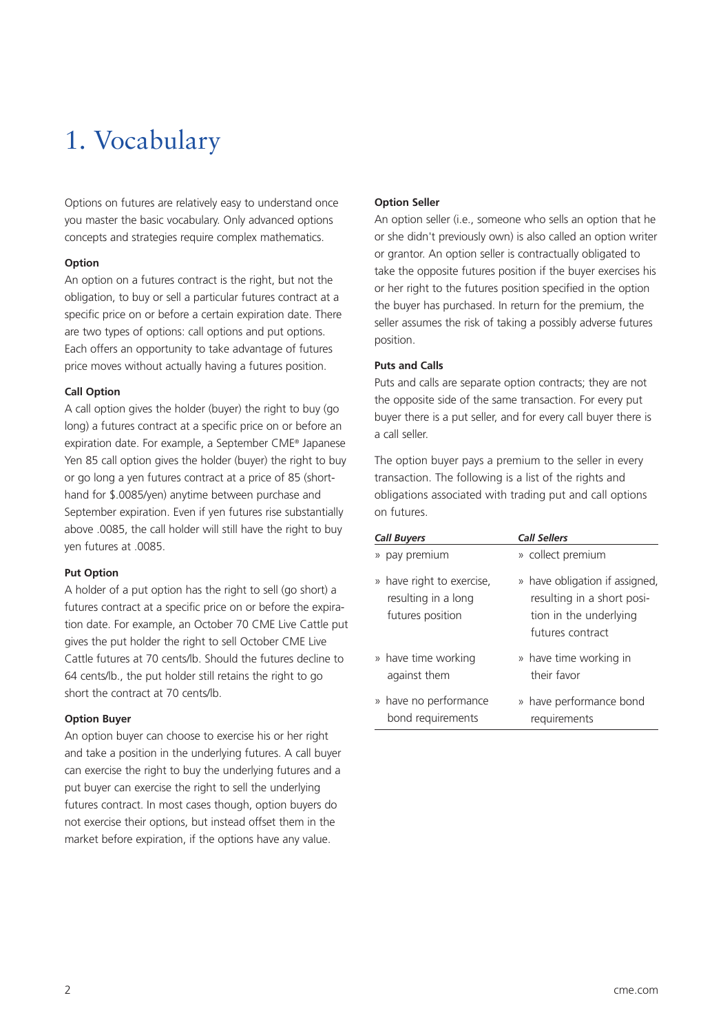# 1. Vocabulary

Options on futures are relatively easy to understand once you master the basic vocabulary. Only advanced options concepts and strategies require complex mathematics.

**Option**

An option on a futures contract is the right, but not the obligation, to buy or sell a particular futures contract at a specific price on or before a certain expiration date. There are two types of options: call options and put options. Each offers an opportunity to take advantage of futures price moves without actually having a futures position.

**Call Option**

A call option gives the holder (buyer) the right to buy (go long) a futures contract at a specific price on or before an expiration date. For example, a September CME® Japanese Yen 85 call option gives the holder (buyer) the right to buy or go long a yen futures contract at a price of 85 (shorthand for $.0085/yen) anytime between purchase and September expiration. Even if yen futures rise substantially above .0085, the call holder will still have the right to buy yen futures at .0085.

**Put Option**

A holder of a put option has the right to sell (go short) a futures contract at a specific price on or before the expiration date. For example, an October 70 CME Live Cattle put gives the put holder the right to sell October CME Live Cattle futures at 70 cents/lb. Should the futures decline to 64 cents/lb., the put holder still retains the right to go short the contract at 70 cents/lb.

**Option Buyer**

An option buyer can choose to exercise his or her right and take a position in the underlying futures. A call buyer can exercise the right to buy the underlying futures and a put buyer can exercise the right to sell the underlying futures contract. In most cases though, option buyers do not exercise their options, but instead offset them in the market before expiration, if the options have any value.

**Option Seller**

An option seller (i.e., someone who sells an option that he or she didn't previously own) is also called an option writer or grantor. An option seller is contractually obligated to take the opposite futures position if the buyer exercises his or her right to the futures position specified in the option the buyer has purchased. In return for the premium, the seller assumes the risk of taking a possibly adverse futures position.

**Puts and Calls**

Puts and calls are separate option contracts; they are not the opposite side of the same transaction. For every put buyer there is a put seller, and for every call buyer there is a call seller.

The option buyer pays a premium to the seller in every transaction. The following is a list of the rights and obligations associated with trading put and call options on futures.

| ***Call Buyers*** | ***Call Sellers*** |
|---|---|
| » pay premium | » collect premium |
| » have right to exercise, resulting in a long futures position | » have obligation if assigned, resulting in a short position in the underlying futures contract |
| » have time working against them | » have time working in their favor |
| » have no performance bond requirements | » have performance bond requirements |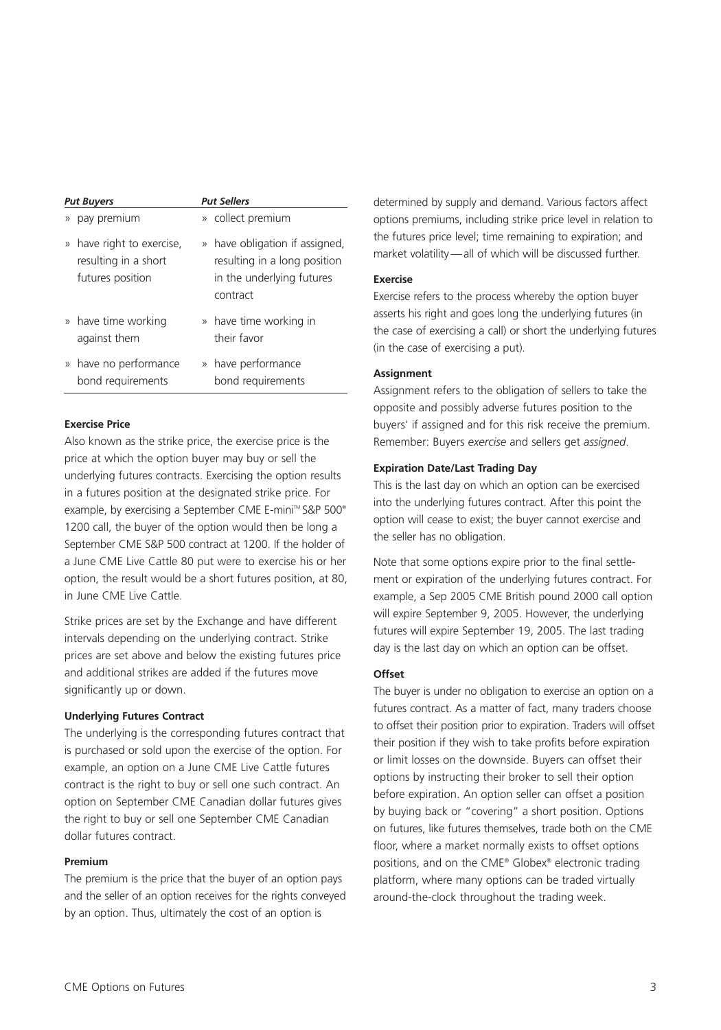| *Put Buyers* | *Put Sellers* |
| --- | --- |
| » pay premium | » collect premium |
| » have right to exercise, resulting in a short futures position | » have obligation if assigned, resulting in a long position in the underlying futures contract |
| » have time working against them | » have time working in their favor |
| » have no performance bond requirements | » have performance bond requirements |

**Exercise Price**

Also known as the strike price, the exercise price is the price at which the option buyer may buy or sell the underlying futures contracts. Exercising the option results in a futures position at the designated strike price. For example, by exercising a September CME E-mini™ S&P 500® 1200 call, the buyer of the option would then be long a September CME S&P 500 contract at 1200. If the holder of a June CME Live Cattle 80 put were to exercise his or her option, the result would be a short futures position, at 80, in June CME Live Cattle.

Strike prices are set by the Exchange and have different intervals depending on the underlying contract. Strike prices are set above and below the existing futures price and additional strikes are added if the futures move significantly up or down.

**Underlying Futures Contract**

The underlying is the corresponding futures contract that is purchased or sold upon the exercise of the option. For example, an option on a June CME Live Cattle futures contract is the right to buy or sell one such contract. An option on September CME Canadian dollar futures gives the right to buy or sell one September CME Canadian dollar futures contract.

**Premium**

The premium is the price that the buyer of an option pays and the seller of an option receives for the rights conveyed by an option. Thus, ultimately the cost of an option is determined by supply and demand. Various factors affect options premiums, including strike price level in relation to the futures price level; time remaining to expiration; and market volatility—all of which will be discussed further.

**Exercise**

Exercise refers to the process whereby the option buyer asserts his right and goes long the underlying futures (in the case of exercising a call) or short the underlying futures (in the case of exercising a put).

**Assignment**

Assignment refers to the obligation of sellers to take the opposite and possibly adverse futures position to the buyers' if assigned and for this risk receive the premium. Remember: Buyers *exercise* and sellers get *assigned*.

**Expiration Date/Last Trading Day**

This is the last day on which an option can be exercised into the underlying futures contract. After this point the option will cease to exist; the buyer cannot exercise and the seller has no obligation.

Note that some options expire prior to the final settlement or expiration of the underlying futures contract. For example, a Sep 2005 CME British pound 2000 call option will expire September 9, 2005. However, the underlying futures will expire September 19, 2005. The last trading day is the last day on which an option can be offset.

**Offset**

The buyer is under no obligation to exercise an option on a futures contract. As a matter of fact, many traders choose to offset their position prior to expiration. Traders will offset their position if they wish to take profits before expiration or limit losses on the downside. Buyers can offset their options by instructing their broker to sell their option before expiration. An option seller can offset a position by buying back or "covering" a short position. Options on futures, like futures themselves, trade both on the CME floor, where a market normally exists to offset options positions, and on the CME® Globex® electronic trading platform, where many options can be traded virtually around-the-clock throughout the trading week.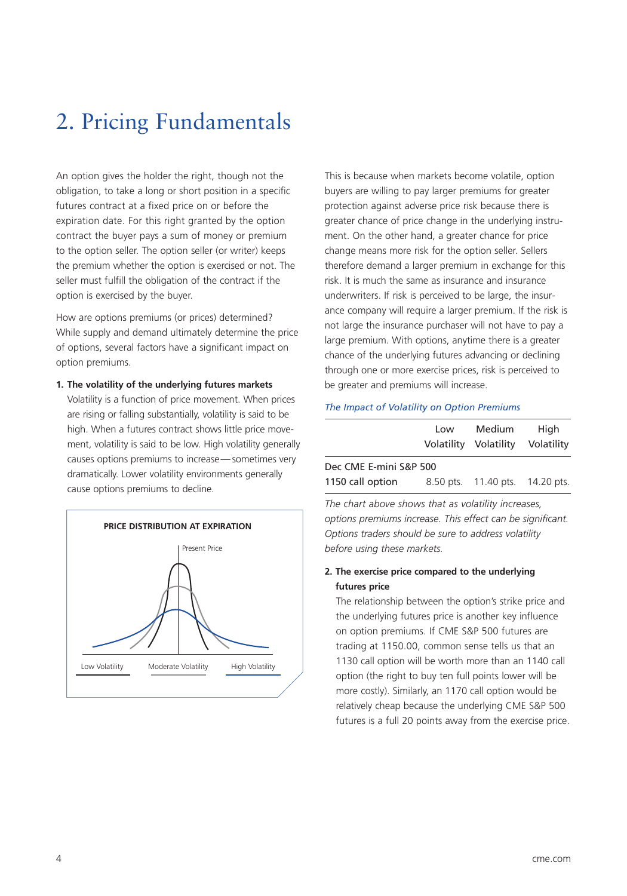# 2. Pricing Fundamentals

An option gives the holder the right, though not the obligation, to take a long or short position in a specific futures contract at a fixed price on or before the expiration date. For this right granted by the option contract the buyer pays a sum of money or premium to the option seller. The option seller (or writer) keeps the premium whether the option is exercised or not. The seller must fulfill the obligation of the contract if the option is exercised by the buyer.

How are options premiums (or prices) determined? While supply and demand ultimately determine the price of options, several factors have a significant impact on option premiums.

1. **The volatility of the underlying futures markets**
   Volatility is a function of price movement. When prices are rising or falling substantially, volatility is said to be high. When a futures contract shows little price movement, volatility is said to be low. High volatility generally causes options premiums to increase — sometimes very dramatically. Lower volatility environments generally cause options premiums to decline.

**PRICE DISTRIBUTION AT EXPIRATION**

Present Price

Low Volatility

Moderate Volatility

High Volatility

This is because when markets become volatile, option buyers are willing to pay larger premiums for greater protection against adverse price risk because there is greater chance of price change in the underlying instrument. On the other hand, a greater chance for price change means more risk for the option seller. Sellers therefore demand a larger premium in exchange for this risk. It is much the same as insurance and insurance underwriters. If risk is perceived to be large, the insurance company will require a larger premium. If the risk is not large the insurance purchaser will not have to pay a large premium. With options, anytime there is a greater chance of the underlying futures advancing or declining through one or more exercise prices, risk is perceived to be greater and premiums will increase.

*The Impact of Volatility on Option Premiums*

| | Low Volatility | Medium Volatility | High Volatility |
|---|---|---|---|
| Dec CME E-mini S&P 500 1150 call option | 8.50 pts. | 11.40 pts. | 14.20 pts. |

*The chart above shows that as volatility increases, options premiums increase. This effect can be significant. Options traders should be sure to address volatility before using these markets.*

2. **The exercise price compared to the underlying futures price**
   The relationship between the option's strike price and the underlying futures price is another key influence on option premiums. If CME S&P 500 futures are trading at 1150.00, common sense tells us that an 1130 call option will be worth more than an 1140 call option (the right to buy ten full points lower will be more costly). Similarly, an 1170 call option would be relatively cheap because the underlying CME S&P 500 futures is a full 20 points away from the exercise price.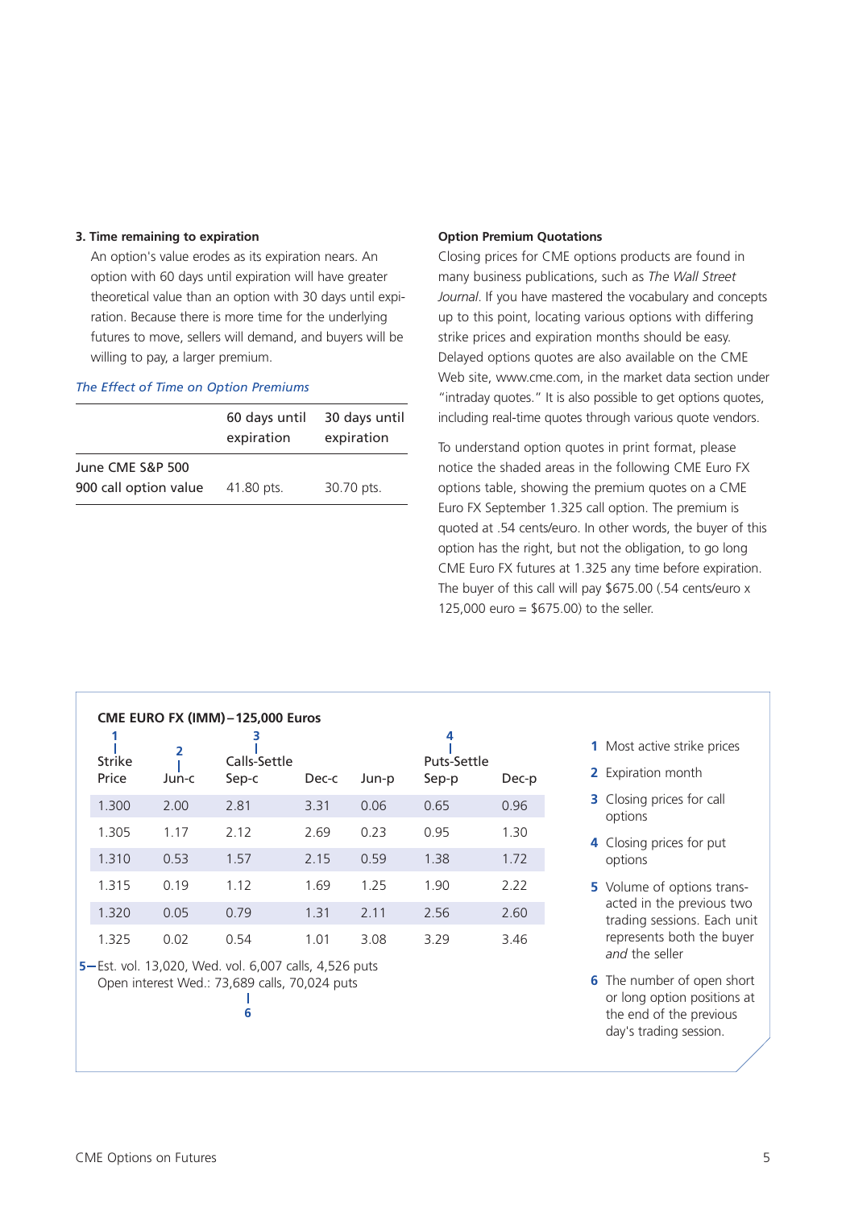**3. Time remaining to expiration**

An option's value erodes as its expiration nears. An option with 60 days until expiration will have greater theoretical value than an option with 30 days until expiration. Because there is more time for the underlying futures to move, sellers will demand, and buyers will be willing to pay, a larger premium.

*The Effect of Time on Option Premiums*

| | 60 days until expiration | 30 days until expiration |
|---|---|---|
| June CME S&P 500 900 call option value | 41.80 pts. | 30.70 pts. |

**Option Premium Quotations**

Closing prices for CME options products are found in many business publications, such as *The Wall Street Journal*. If you have mastered the vocabulary and concepts up to this point, locating various options with differing strike prices and expiration months should be easy. Delayed options quotes are also available on the CME Web site, www.cme.com, in the market data section under "intraday quotes." It is also possible to get options quotes, including real-time quotes through various quote vendors.

To understand option quotes in print format, please notice the shaded areas in the following CME Euro FX options table, showing the premium quotes on a CME Euro FX September 1.325 call option. The premium is quoted at .54 cents/euro. In other words, the buyer of this option has the right, but not the obligation, to go long CME Euro FX futures at 1.325 any time before expiration. The buyer of this call will pay $675.00 (.54 cents/euro x 125,000 euro = $675.00) to the seller.

**CME EURO FX (IMM) – 125,000 Euros**

| Strike Price (1) | Jun-c (2) | Calls-Settle Sep-c (3) | Dec-c | Jun-p | Puts-Settle Sep-p (4) | Dec-p |
|---|---|---|---|---|---|---|
| 1.300 | 2.00 | 2.81 | 3.31 | 0.06 | 0.65 | 0.96 |
| 1.305 | 1.17 | 2.12 | 2.69 | 0.23 | 0.95 | 1.30 |
| 1.310 | 0.53 | 1.57 | 2.15 | 0.59 | 1.38 | 1.72 |
| 1.315 | 0.19 | 1.12 | 1.69 | 1.25 | 1.90 | 2.22 |
| 1.320 | 0.05 | 0.79 | 1.31 | 2.11 | 2.56 | 2.60 |
| 1.325 | 0.02 | 0.54 | 1.01 | 3.08 | 3.29 | 3.46 |

(5) Est. vol. 13,020, Wed. vol. 6,007 calls, 4,526 puts
Open interest Wed.: 73,689 calls, 70,024 puts (6)

1. Most active strike prices
2. Expiration month
3. Closing prices for call options
4. Closing prices for put options
5. Volume of options transacted in the previous two trading sessions. Each unit represents both the buyer *and* the seller
6. The number of open short or long option positions at the end of the previous day's trading session.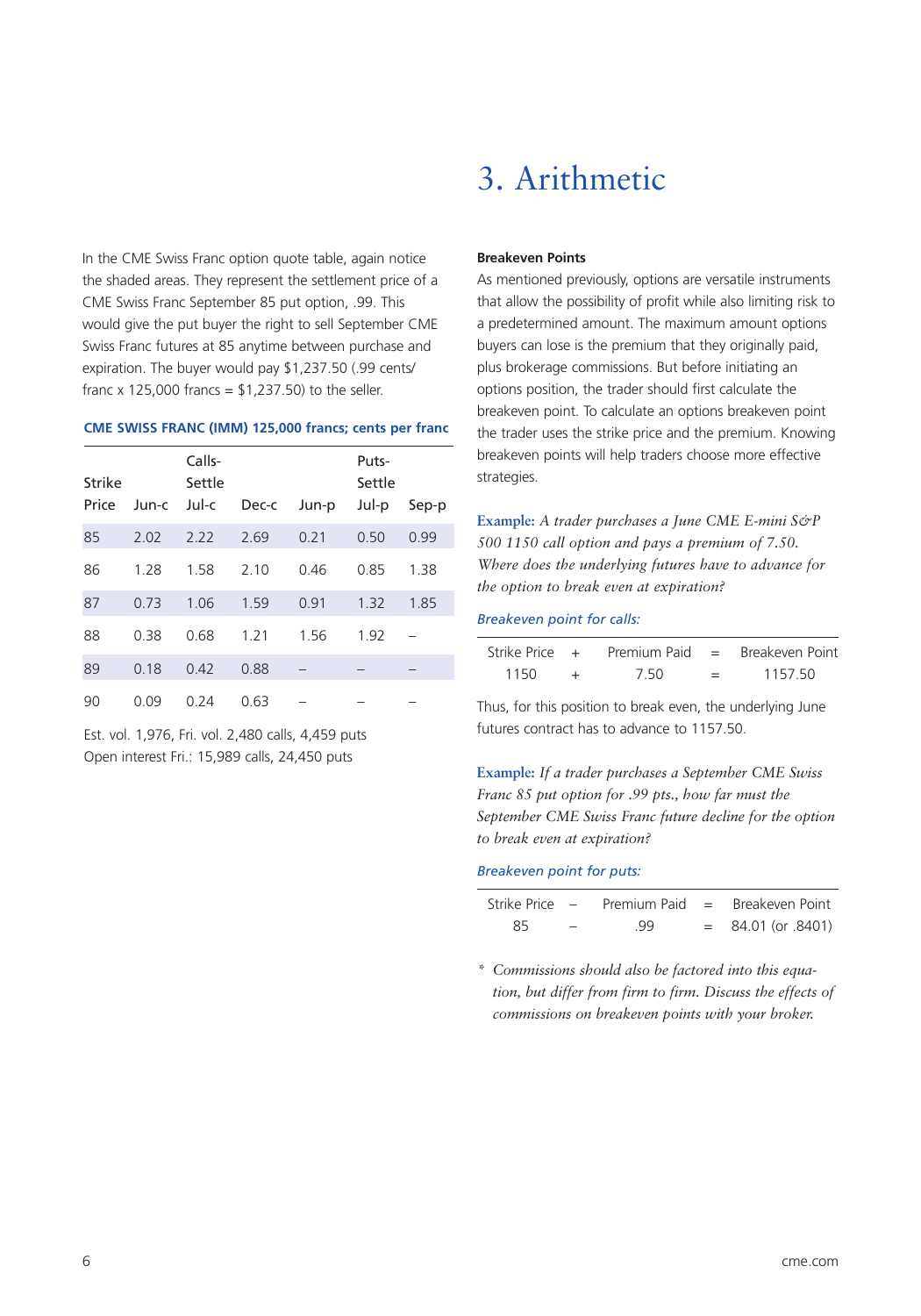# 3. Arithmetic

In the CME Swiss Franc option quote table, again notice the shaded areas. They represent the settlement price of a CME Swiss Franc September 85 put option, .99. This would give the put buyer the right to sell September CME Swiss Franc futures at 85 anytime between purchase and expiration. The buyer would pay $1,237.50 (.99 cents/franc x 125,000 francs = $1,237.50) to the seller.

**CME SWISS FRANC (IMM) 125,000 francs; cents per franc**

| Strike Price | Calls-Settle Jun-c | Jul-c | Dec-c | Puts-Settle Jun-p | Jul-p | Sep-p |
|---|---|---|---|---|---|---|
| 85 | 2.02 | 2.22 | 2.69 | 0.21 | 0.50 | 0.99 |
| 86 | 1.28 | 1.58 | 2.10 | 0.46 | 0.85 | 1.38 |
| 87 | 0.73 | 1.06 | 1.59 | 0.91 | 1.32 | 1.85 |
| 88 | 0.38 | 0.68 | 1.21 | 1.56 | 1.92 | – |
| 89 | 0.18 | 0.42 | 0.88 | – | – | – |
| 90 | 0.09 | 0.24 | 0.63 | – | – | – |

Est. vol. 1,976, Fri. vol. 2,480 calls, 4,459 puts
Open interest Fri.: 15,989 calls, 24,450 puts

**Breakeven Points**

As mentioned previously, options are versatile instruments that allow the possibility of profit while also limiting risk to a predetermined amount. The maximum amount options buyers can lose is the premium that they originally paid, plus brokerage commissions. But before initiating an options position, the trader should first calculate the breakeven point. To calculate an options breakeven point the trader uses the strike price and the premium. Knowing breakeven points will help traders choose more effective strategies.

**Example:** *A trader purchases a June CME E-mini S&P 500 1150 call option and pays a premium of 7.50. Where does the underlying futures have to advance for the option to break even at expiration?*

*Breakeven point for calls:*

| Strike Price | + | Premium Paid | = | Breakeven Point |
|---|---|---|---|---|
| 1150 | + | 7.50 | = | 1157.50 |

Thus, for this position to break even, the underlying June futures contract has to advance to 1157.50.

**Example:** *If a trader purchases a September CME Swiss Franc 85 put option for .99 pts., how far must the September CME Swiss Franc future decline for the option to break even at expiration?*

*Breakeven point for puts:*

| Strike Price | – | Premium Paid | = | Breakeven Point |
|---|---|---|---|---|
| 85 | – | .99 | = | 84.01 (or .8401) |

\* *Commissions should also be factored into this equation, but differ from firm to firm. Discuss the effects of commissions on breakeven points with your broker.*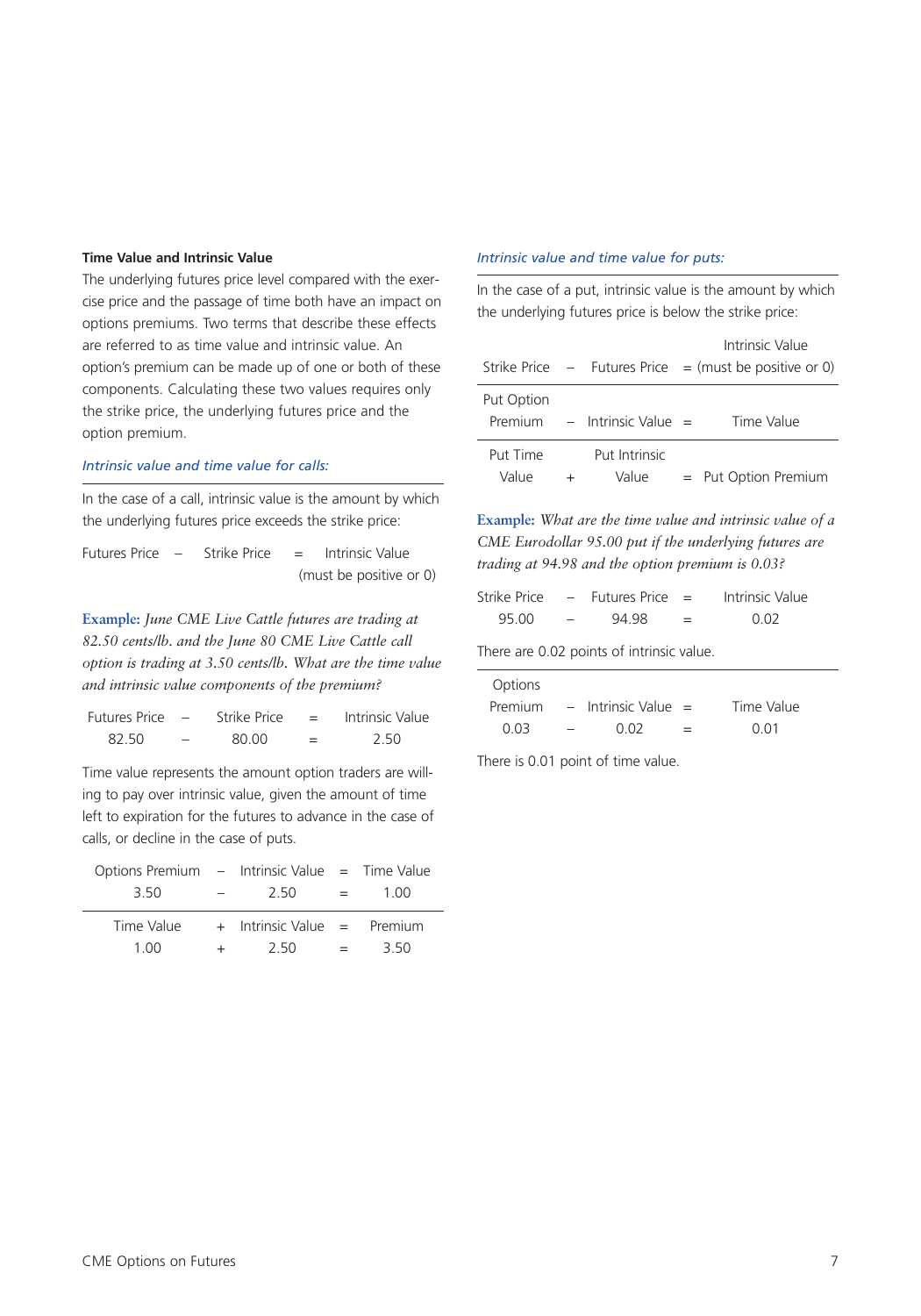### Time Value and Intrinsic Value

The underlying futures price level compared with the exercise price and the passage of time both have an impact on options premiums. Two terms that describe these effects are referred to as time value and intrinsic value. An option's premium can be made up of one or both of these components. Calculating these two values requires only the strike price, the underlying futures price and the option premium.

*Intrinsic value and time value for calls:*

In the case of a call, intrinsic value is the amount by which the underlying futures price exceeds the strike price:

| Futures Price | – | Strike Price | = | Intrinsic Value (must be positive or 0) |
|---|---|---|---|---|

**Example:** *June CME Live Cattle futures are trading at 82.50 cents/lb. and the June 80 CME Live Cattle call option is trading at 3.50 cents/lb. What are the time value and intrinsic value components of the premium?*

| Futures Price | – | Strike Price | = | Intrinsic Value |
|---|---|---|---|---|
| 82.50 | – | 80.00 | = | 2.50 |

Time value represents the amount option traders are willing to pay over intrinsic value, given the amount of time left to expiration for the futures to advance in the case of calls, or decline in the case of puts.

| Options Premium | – | Intrinsic Value | = | Time Value |
|---|---|---|---|---|
| 3.50 | – | 2.50 | = | 1.00 |

| Time Value | + | Intrinsic Value | = | Premium |
|---|---|---|---|---|
| 1.00 | + | 2.50 | = | 3.50 |

*Intrinsic value and time value for puts:*

In the case of a put, intrinsic value is the amount by which the underlying futures price is below the strike price:

| Strike Price | – | Futures Price | = | Intrinsic Value (must be positive or 0) |
|---|---|---|---|---|
| Put Option Premium | – | Intrinsic Value | = | Time Value |
| Put Time Value | + | Put Intrinsic Value | = | Put Option Premium |

**Example:** *What are the time value and intrinsic value of a CME Eurodollar 95.00 put if the underlying futures are trading at 94.98 and the option premium is 0.03?*

| Strike Price | – | Futures Price | = | Intrinsic Value |
|---|---|---|---|---|
| 95.00 | – | 94.98 | = | 0.02 |

There are 0.02 points of intrinsic value.

| Options Premium | – | Intrinsic Value | = | Time Value |
|---|---|---|---|---|
| 0.03 | – | 0.02 | = | 0.01 |

There is 0.01 point of time value.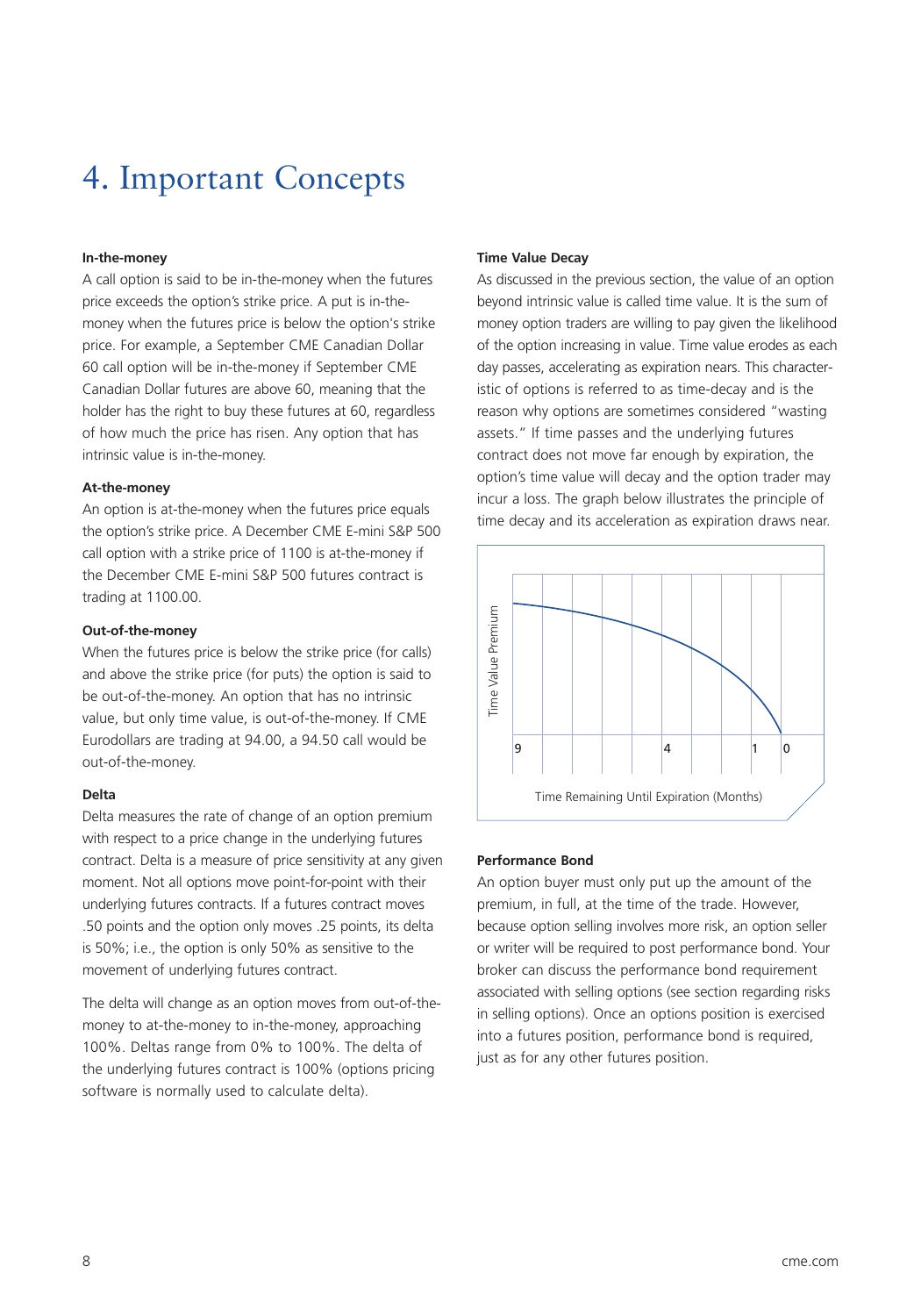# 4. Important Concepts

### In-the-money

A call option is said to be in-the-money when the futures price exceeds the option's strike price. A put is in-the-money when the futures price is below the option's strike price. For example, a September CME Canadian Dollar 60 call option will be in-the-money if September CME Canadian Dollar futures are above 60, meaning that the holder has the right to buy these futures at 60, regardless of how much the price has risen. Any option that has intrinsic value is in-the-money.

### At-the-money

An option is at-the-money when the futures price equals the option's strike price. A December CME E-mini S&P 500 call option with a strike price of 1100 is at-the-money if the December CME E-mini S&P 500 futures contract is trading at 1100.00.

### Out-of-the-money

When the futures price is below the strike price (for calls) and above the strike price (for puts) the option is said to be out-of-the-money. An option that has no intrinsic value, but only time value, is out-of-the-money. If CME Eurodollars are trading at 94.00, a 94.50 call would be out-of-the-money.

### Delta

Delta measures the rate of change of an option premium with respect to a price change in the underlying futures contract. Delta is a measure of price sensitivity at any given moment. Not all options move point-for-point with their underlying futures contracts. If a futures contract moves .50 points and the option only moves .25 points, its delta is 50%; i.e., the option is only 50% as sensitive to the movement of underlying futures contract.

The delta will change as an option moves from out-of-the-money to at-the-money to in-the-money, approaching 100%. Deltas range from 0% to 100%. The delta of the underlying futures contract is 100% (options pricing software is normally used to calculate delta).

### Time Value Decay

As discussed in the previous section, the value of an option beyond intrinsic value is called time value. It is the sum of money option traders are willing to pay given the likelihood of the option increasing in value. Time value erodes as each day passes, accelerating as expiration nears. This characteristic of options is referred to as time-decay and is the reason why options are sometimes considered "wasting assets." If time passes and the underlying futures contract does not move far enough by expiration, the option's time value will decay and the option trader may incur a loss. The graph below illustrates the principle of time decay and its acceleration as expiration draws near.

Time Value Premium

9 | 4 | 1 | 0

Time Remaining Until Expiration (Months)

### Performance Bond

An option buyer must only put up the amount of the premium, in full, at the time of the trade. However, because option selling involves more risk, an option seller or writer will be required to post performance bond. Your broker can discuss the performance bond requirement associated with selling options (see section regarding risks in selling options). Once an options position is exercised into a futures position, performance bond is required, just as for any other futures position.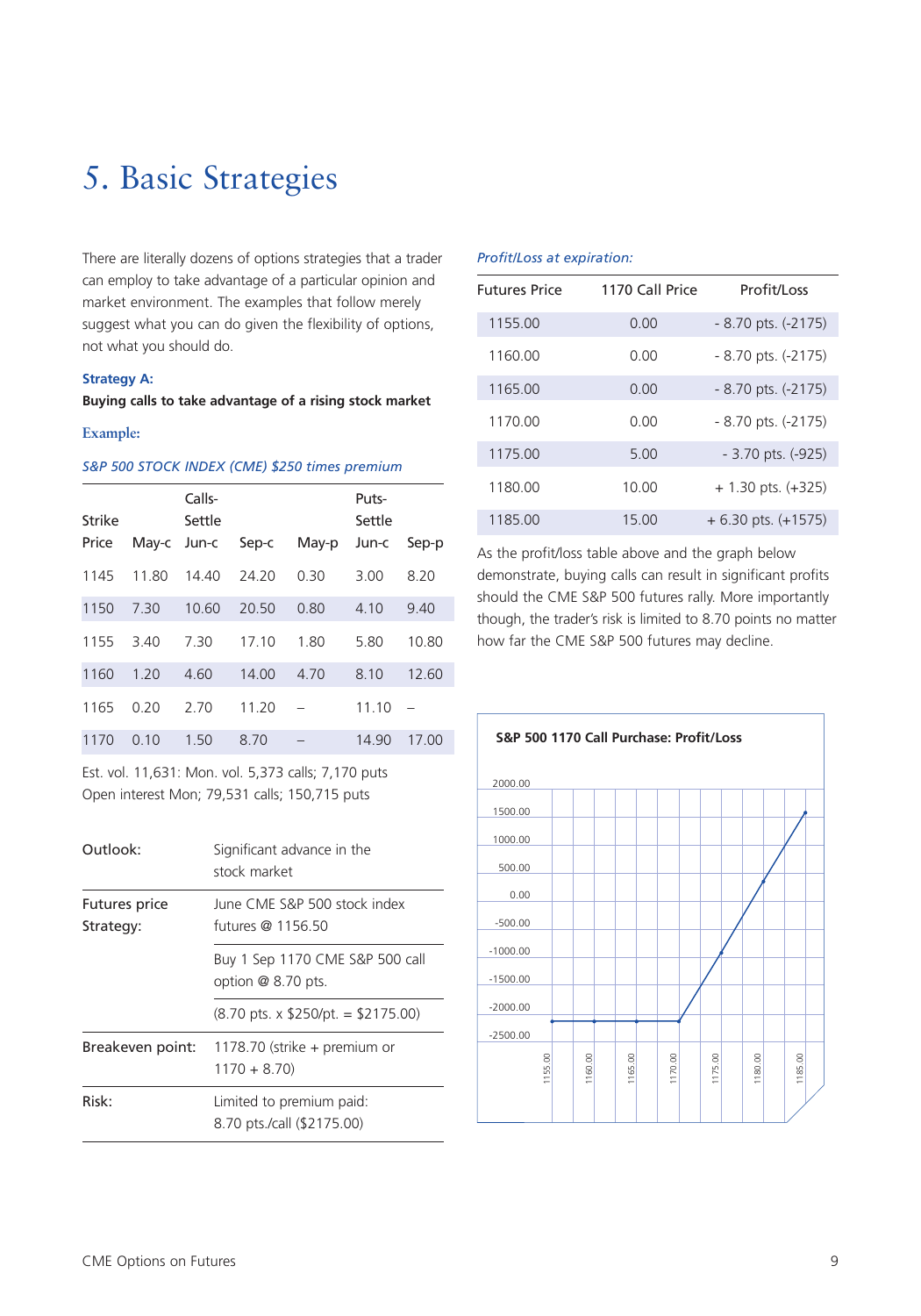# 5. Basic Strategies

There are literally dozens of options strategies that a trader can employ to take advantage of a particular opinion and market environment. The examples that follow merely suggest what you can do given the flexibility of options, not what you should do.

**Strategy A:**

**Buying calls to take advantage of a rising stock market**

**Example:**

*S&P 500 STOCK INDEX (CME) $250 times premium*

| Strike Price | Calls-Settle May-c | Jun-c | Sep-c | Puts-Settle May-p | Jun-c | Sep-p |
|---|---|---|---|---|---|---|
| 1145 | 11.80 | 14.40 | 24.20 | 0.30 | 3.00 | 8.20 |
| 1150 | 7.30 | 10.60 | 20.50 | 0.80 | 4.10 | 9.40 |
| 1155 | 3.40 | 7.30 | 17.10 | 1.80 | 5.80 | 10.80 |
| 1160 | 1.20 | 4.60 | 14.00 | 4.70 | 8.10 | 12.60 |
| 1165 | 0.20 | 2.70 | 11.20 | – | 11.10 | – |
| 1170 | 0.10 | 1.50 | 8.70 | – | 14.90 | 17.00 |

Est. vol. 11,631: Mon. vol. 5,373 calls; 7,170 puts
Open interest Mon; 79,531 calls; 150,715 puts

| | |
|---|---|
| Outlook: | Significant advance in the stock market |
| Futures price Strategy: | June CME S&P 500 stock index futures @ 1156.50 |
| | Buy 1 Sep 1170 CME S&P 500 call option @ 8.70 pts. |
| | (8.70 pts. x $250/pt. = $2175.00) |
| Breakeven point: | 1178.70 (strike + premium or 1170 + 8.70) |
| Risk: | Limited to premium paid: 8.70 pts./call ($2175.00) |

*Profit/Loss at expiration:*

| Futures Price | 1170 Call Price | Profit/Loss |
|---|---|---|
| 1155.00 | 0.00 | - 8.70 pts. (-2175) |
| 1160.00 | 0.00 | - 8.70 pts. (-2175) |
| 1165.00 | 0.00 | - 8.70 pts. (-2175) |
| 1170.00 | 0.00 | - 8.70 pts. (-2175) |
| 1175.00 | 5.00 | - 3.70 pts. (-925) |
| 1180.00 | 10.00 | + 1.30 pts. (+325) |
| 1185.00 | 15.00 | + 6.30 pts. (+1575) |

As the profit/loss table above and the graph below demonstrate, buying calls can result in significant profits should the CME S&P 500 futures rally. More importantly though, the trader's risk is limited to 8.70 points no matter how far the CME S&P 500 futures may decline.

**S&P 500 1170 Call Purchase: Profit/Loss**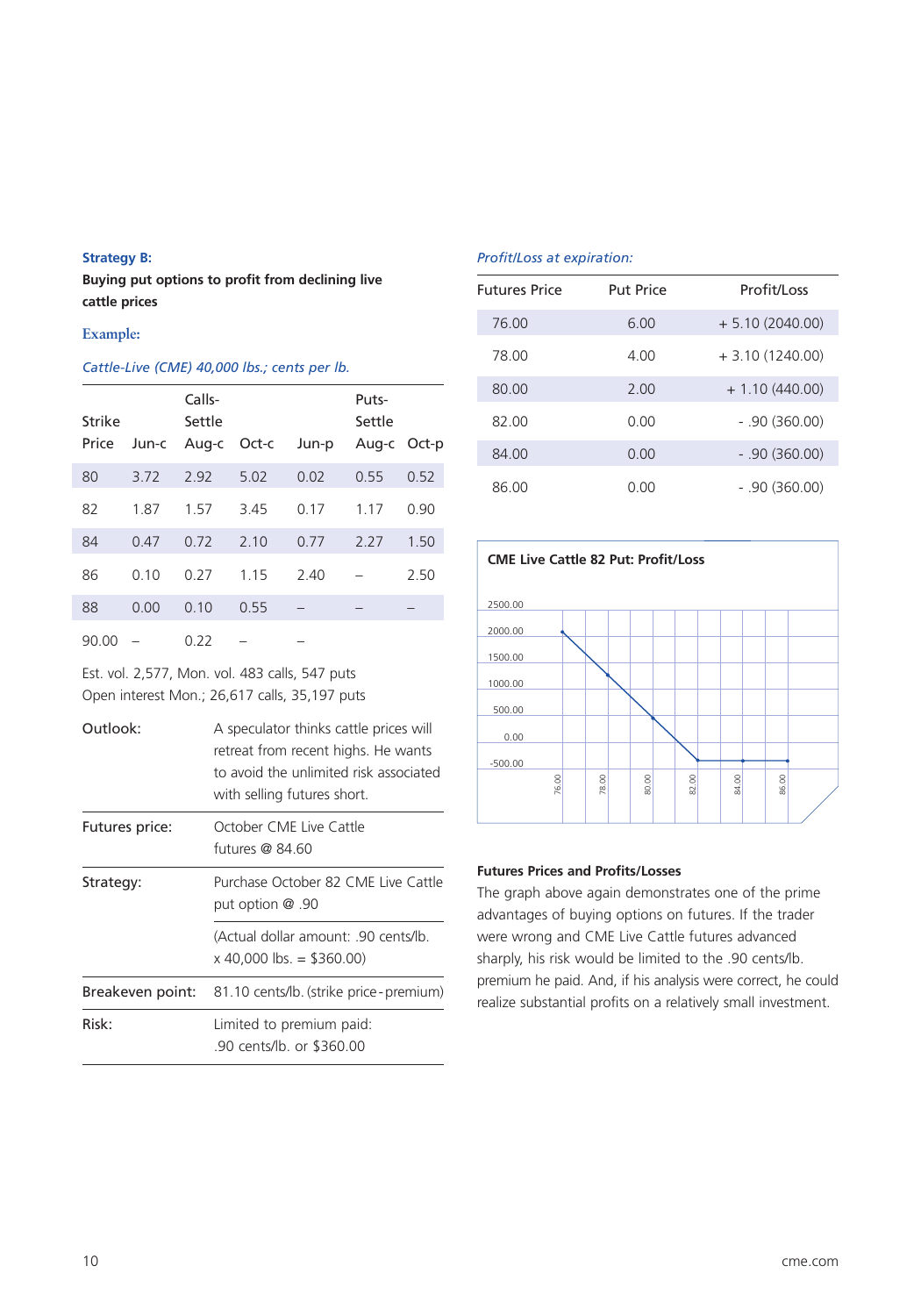**Strategy B:**

**Buying put options to profit from declining live cattle prices**

**Example:**

*Cattle-Live (CME) 40,000 lbs.; cents per lb.*

| Strike | | Calls- | | | Puts- | |
|---|---|---|---|---|---|---|
| | | Settle | | | Settle | |
| Price | Jun-c | Aug-c | Oct-c | Jun-p | Aug-c | Oct-p |
| 80 | 3.72 | 2.92 | 5.02 | 0.02 | 0.55 | 0.52 |
| 82 | 1.87 | 1.57 | 3.45 | 0.17 | 1.17 | 0.90 |
| 84 | 0.47 | 0.72 | 2.10 | 0.77 | 2.27 | 1.50 |
| 86 | 0.10 | 0.27 | 1.15 | 2.40 | – | 2.50 |
| 88 | 0.00 | 0.10 | 0.55 | – | – | – |
| 90.00 | – | 0.22 | – | – | | |

Est. vol. 2,577, Mon. vol. 483 calls, 547 puts
Open interest Mon.; 26,617 calls, 35,197 puts

| | |
|---|---|
| Outlook: | A speculator thinks cattle prices will retreat from recent highs. He wants to avoid the unlimited risk associated with selling futures short. |
| Futures price: | October CME Live Cattle futures @ 84.60 |
| Strategy: | Purchase October 82 CME Live Cattle put option @ .90 |
| | (Actual dollar amount: .90 cents/lb. x 40,000 lbs. = $360.00) |
| Breakeven point: | 81.10 cents/lb. (strike price - premium) |
| Risk: | Limited to premium paid: .90 cents/lb. or $360.00 |

*Profit/Loss at expiration:*

| Futures Price | Put Price | Profit/Loss |
|---|---|---|
| 76.00 | 6.00 | + 5.10 (2040.00) |
| 78.00 | 4.00 | + 3.10 (1240.00) |
| 80.00 | 2.00 | + 1.10 (440.00) |
| 82.00 | 0.00 | - .90 (360.00) |
| 84.00 | 0.00 | - .90 (360.00) |
| 86.00 | 0.00 | - .90 (360.00) |

**CME Live Cattle 82 Put: Profit/Loss**

**Futures Prices and Profits/Losses**

The graph above again demonstrates one of the prime advantages of buying options on futures. If the trader were wrong and CME Live Cattle futures advanced sharply, his risk would be limited to the .90 cents/lb. premium he paid. And, if his analysis were correct, he could realize substantial profits on a relatively small investment.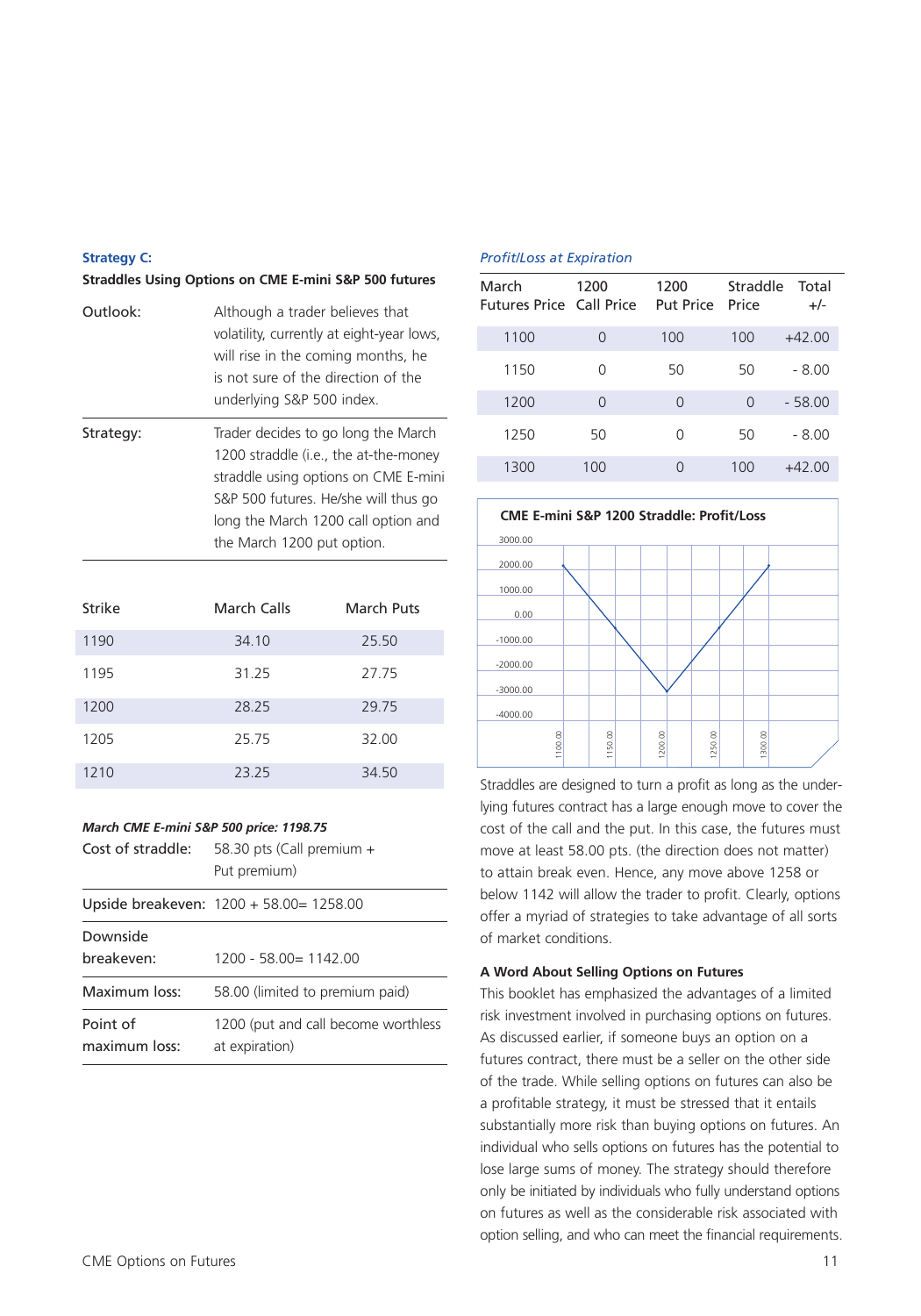### Strategy C:

**Straddles Using Options on CME E-mini S&P 500 futures**

| | |
|---|---|
| Outlook: | Although a trader believes that volatility, currently at eight-year lows, will rise in the coming months, he is not sure of the direction of the underlying S&P 500 index. |
| Strategy: | Trader decides to go long the March 1200 straddle (i.e., the at-the-money straddle using options on CME E-mini S&P 500 futures. He/she will thus go long the March 1200 call option and the March 1200 put option. |

| Strike | March Calls | March Puts |
|---|---|---|
| 1190 | 34.10 | 25.50 |
| 1195 | 31.25 | 27.75 |
| 1200 | 28.25 | 29.75 |
| 1205 | 25.75 | 32.00 |
| 1210 | 23.25 | 34.50 |

***March CME E-mini S&P 500 price: 1198.75***

| | |
|---|---|
| Cost of straddle: | 58.30 pts (Call premium + Put premium) |
| Upside breakeven: | 1200 + 58.00= 1258.00 |
| Downside breakeven: | 1200 - 58.00= 1142.00 |
| Maximum loss: | 58.00 (limited to premium paid) |
| Point of maximum loss: | 1200 (put and call become worthless at expiration) |

*Profit/Loss at Expiration*

| March Futures Price | 1200 Call Price | 1200 Put Price | Straddle Price | Total +/- |
|---|---|---|---|---|
| 1100 | 0 | 100 | 100 | +42.00 |
| 1150 | 0 | 50 | 50 | - 8.00 |
| 1200 | 0 | 0 | 0 | - 58.00 |
| 1250 | 50 | 0 | 50 | - 8.00 |
| 1300 | 100 | 0 | 100 | +42.00 |

**CME E-mini S&P 1200 Straddle: Profit/Loss**

Straddles are designed to turn a profit as long as the underlying futures contract has a large enough move to cover the cost of the call and the put. In this case, the futures must move at least 58.00 pts. (the direction does not matter) to attain break even. Hence, any move above 1258 or below 1142 will allow the trader to profit. Clearly, options offer a myriad of strategies to take advantage of all sorts of market conditions.

**A Word About Selling Options on Futures**

This booklet has emphasized the advantages of a limited risk investment involved in purchasing options on futures. As discussed earlier, if someone buys an option on a futures contract, there must be a seller on the other side of the trade. While selling options on futures can also be a profitable strategy, it must be stressed that it entails substantially more risk than buying options on futures. An individual who sells options on futures has the potential to lose large sums of money. The strategy should therefore only be initiated by individuals who fully understand options on futures as well as the considerable risk associated with option selling, and who can meet the financial requirements.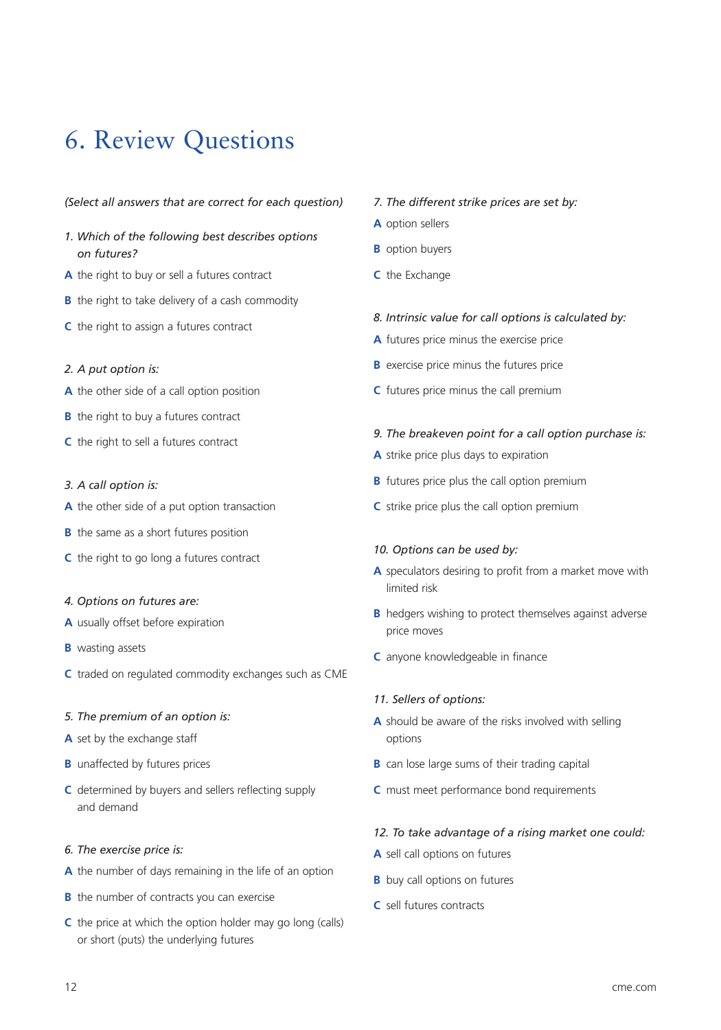# 6. Review Questions

*(Select all answers that are correct for each question)*

*1. Which of the following best describes options on futures?*

**A** the right to buy or sell a futures contract

**B** the right to take delivery of a cash commodity

**C** the right to assign a futures contract

*2. A put option is:*

**A** the other side of a call option position

**B** the right to buy a futures contract

**C** the right to sell a futures contract

*3. A call option is:*

**A** the other side of a put option transaction

**B** the same as a short futures position

**C** the right to go long a futures contract

*4. Options on futures are:*

**A** usually offset before expiration

**B** wasting assets

**C** traded on regulated commodity exchanges such as CME

*5. The premium of an option is:*

**A** set by the exchange staff

**B** unaffected by futures prices

**C** determined by buyers and sellers reflecting supply and demand

*6. The exercise price is:*

**A** the number of days remaining in the life of an option

**B** the number of contracts you can exercise

**C** the price at which the option holder may go long (calls) or short (puts) the underlying futures

*7. The different strike prices are set by:*

**A** option sellers

**B** option buyers

**C** the Exchange

*8. Intrinsic value for call options is calculated by:*

**A** futures price minus the exercise price

**B** exercise price minus the futures price

**C** futures price minus the call premium

*9. The breakeven point for a call option purchase is:*

**A** strike price plus days to expiration

**B** futures price plus the call option premium

**C** strike price plus the call option premium

*10. Options can be used by:*

**A** speculators desiring to profit from a market move with limited risk

**B** hedgers wishing to protect themselves against adverse price moves

**C** anyone knowledgeable in finance

*11. Sellers of options:*

**A** should be aware of the risks involved with selling options

**B** can lose large sums of their trading capital

**C** must meet performance bond requirements

*12. To take advantage of a rising market one could:*

**A** sell call options on futures

**B** buy call options on futures

**C** sell futures contracts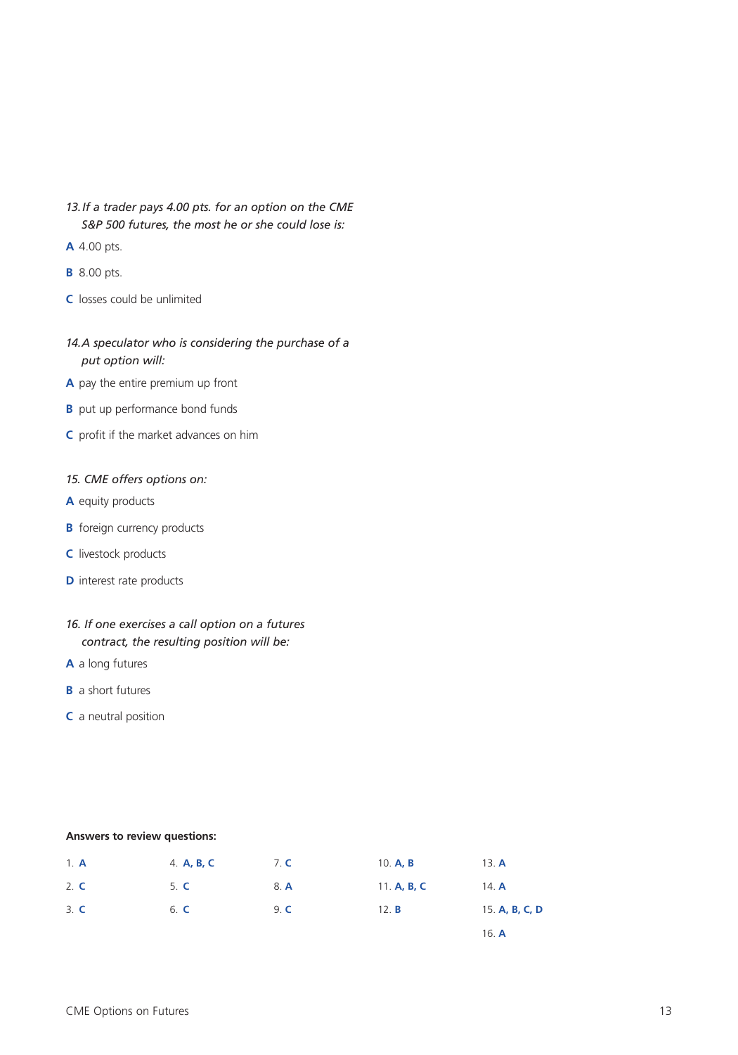*13. If a trader pays 4.00 pts. for an option on the CME S&P 500 futures, the most he or she could lose is:*

**A** 4.00 pts.

**B** 8.00 pts.

**C** losses could be unlimited

*14. A speculator who is considering the purchase of a put option will:*

**A** pay the entire premium up front

**B** put up performance bond funds

**C** profit if the market advances on him

*15. CME offers options on:*

**A** equity products

**B** foreign currency products

**C** livestock products

**D** interest rate products

*16. If one exercises a call option on a futures contract, the resulting position will be:*

**A** a long futures

**B** a short futures

**C** a neutral position

**Answers to review questions:**

| | | | | |
|---|---|---|---|---|
| 1. **A** | 4. **A, B, C** | 7. **C** | 10. **A, B** | 13. **A** |
| 2. **C** | 5. **C** | 8. **A** | 11. **A, B, C** | 14. **A** |
| 3. **C** | 6. **C** | 9. **C** | 12. **B** | 15. **A, B, C, D** |
| | | | | 16. **A** |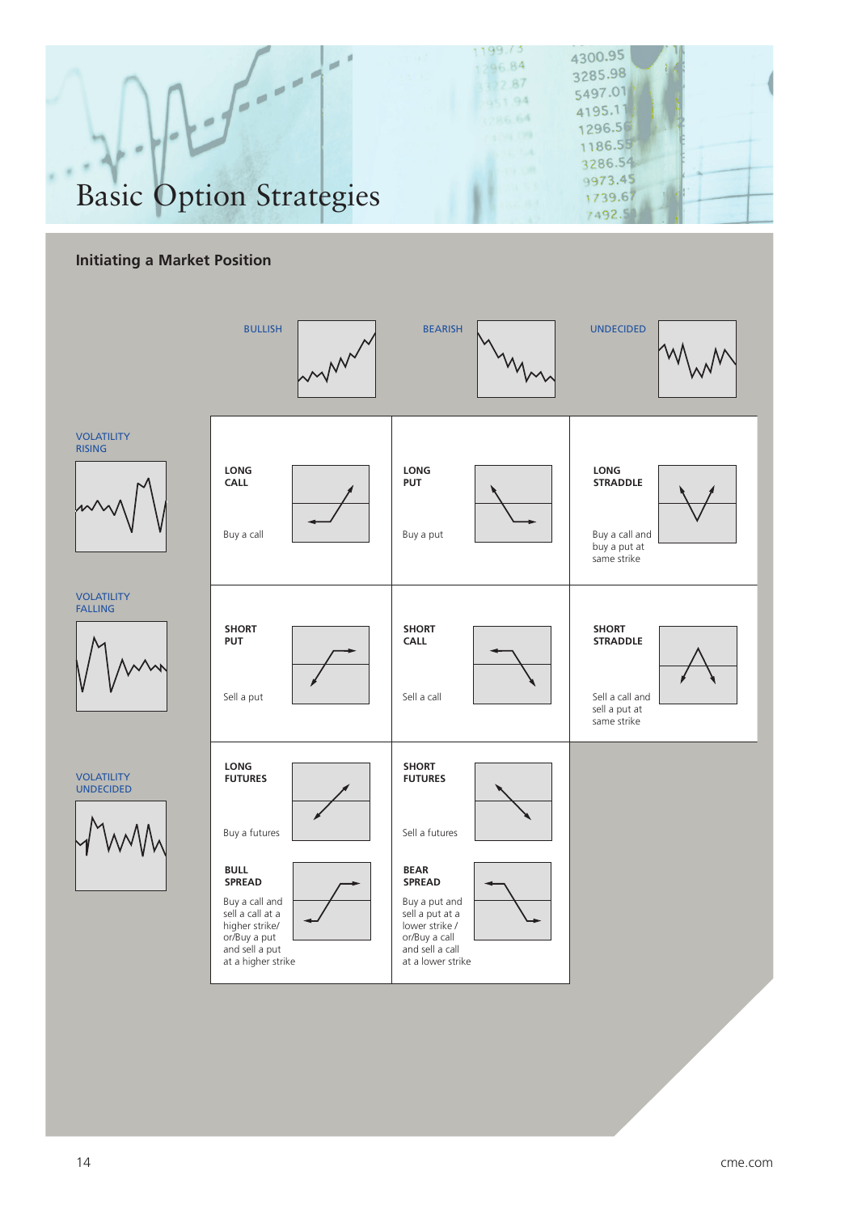# Basic Option Strategies

## Initiating a Market Position

| | BULLISH | BEARISH | UNDECIDED |
|---|---|---|---|
| VOLATILITY RISING | **LONG CALL**<br>Buy a call | **LONG PUT**<br>Buy a put | **LONG STRADDLE**<br>Buy a call and buy a put at same strike |
| VOLATILITY FALLING | **SHORT PUT**<br>Sell a put | **SHORT CALL**<br>Sell a call | **SHORT STRADDLE**<br>Sell a call and sell a put at same strike |
| VOLATILITY UNDECIDED | **LONG FUTURES**<br>Buy a futures<br><br>**BULL SPREAD**<br>Buy a call and sell a call at a higher strike/ or/Buy a put and sell a put at a higher strike | **SHORT FUTURES**<br>Sell a futures<br><br>**BEAR SPREAD**<br>Buy a put and sell a put at a lower strike / or/Buy a call and sell a call at a lower strike | |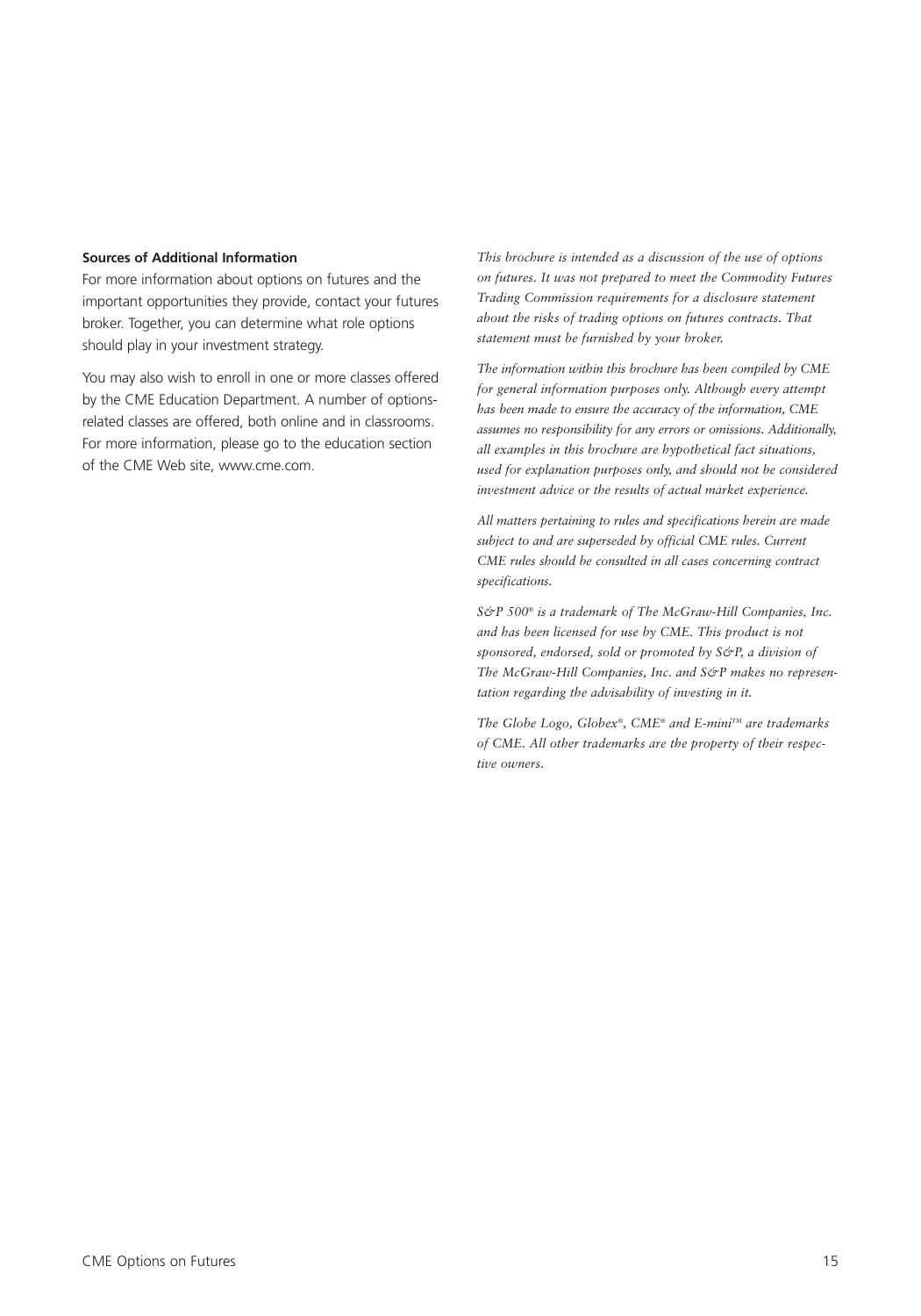**Sources of Additional Information**

For more information about options on futures and the important opportunities they provide, contact your futures broker. Together, you can determine what role options should play in your investment strategy.

You may also wish to enroll in one or more classes offered by the CME Education Department. A number of options-related classes are offered, both online and in classrooms. For more information, please go to the education section of the CME Web site, www.cme.com.

*This brochure is intended as a discussion of the use of options on futures. It was not prepared to meet the Commodity Futures Trading Commission requirements for a disclosure statement about the risks of trading options on futures contracts. That statement must be furnished by your broker.*

*The information within this brochure has been compiled by CME for general information purposes only. Although every attempt has been made to ensure the accuracy of the information, CME assumes no responsibility for any errors or omissions. Additionally, all examples in this brochure are hypothetical fact situations, used for explanation purposes only, and should not be considered investment advice or the results of actual market experience.*

*All matters pertaining to rules and specifications herein are made subject to and are superseded by official CME rules. Current CME rules should be consulted in all cases concerning contract specifications.*

*S&P 500® is a trademark of The McGraw-Hill Companies, Inc. and has been licensed for use by CME. This product is not sponsored, endorsed, sold or promoted by S&P, a division of The McGraw-Hill Companies, Inc. and S&P makes no representation regarding the advisability of investing in it.*

*The Globe Logo, Globex®, CME® and E-mini™ are trademarks of CME. All other trademarks are the property of their respective owners.*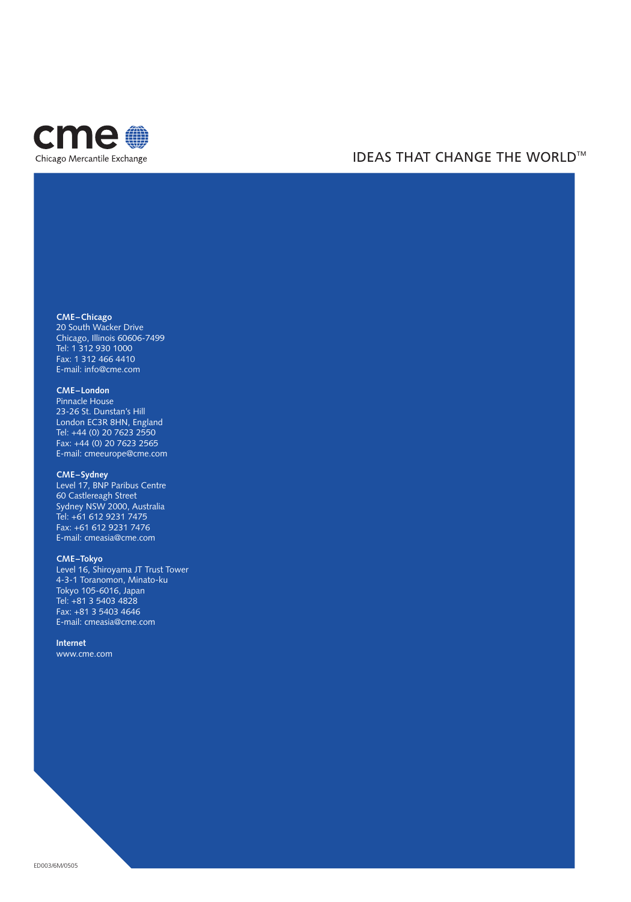**cme**

Chicago Mercantile Exchange

IDEAS THAT CHANGE THE WORLD™

**CME–Chicago**
20 South Wacker Drive
Chicago, Illinois 60606-7499
Tel: 1 312 930 1000
Fax: 1 312 466 4410
E-mail: info@cme.com

**CME–London**
Pinnacle House
23-26 St. Dunstan's Hill
London EC3R 8HN, England
Tel: +44 (0) 20 7623 2550
Fax: +44 (0) 20 7623 2565
E-mail: cmeeurope@cme.com

**CME–Sydney**
Level 17, BNP Paribus Centre
60 Castlereagh Street
Sydney NSW 2000, Australia
Tel: +61 612 9231 7475
Fax: +61 612 9231 7476
E-mail: cmeasia@cme.com

**CME–Tokyo**
Level 16, Shiroyama JT Trust Tower
4-3-1 Toranomon, Minato-ku
Tokyo 105-6016, Japan
Tel: +81 3 5403 4828
Fax: +81 3 5403 4646
E-mail: cmeasia@cme.com

**Internet**
www.cme.com

ED003/6M/0505